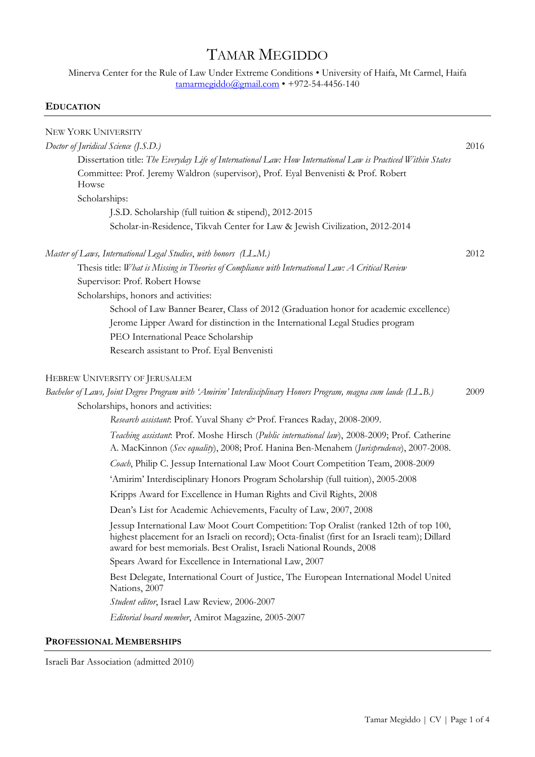# TAMAR MEGIDDO

Minerva Center for the Rule of Law Under Extreme Conditions • University of Haifa, Mt Carmel, Haifa
tamarmegiddo@gmail.com • +972-54-4456-140

## EDUCATION

NEW YORK UNIVERSITY

*Doctor of Juridical Science (J.S.D.)* — 2016

- Dissertation title: *The Everyday Life of International Law: How International Law is Practiced Within States*
- Committee: Prof. Jeremy Waldron (supervisor), Prof. Eyal Benvenisti & Prof. Robert Howse
- Scholarships:
  - J.S.D. Scholarship (full tuition & stipend), 2012-2015
  - Scholar-in-Residence, Tikvah Center for Law & Jewish Civilization, 2012-2014

*Master of Laws, International Legal Studies, with honors (LL.M.)* — 2012

- Thesis title: *What is Missing in Theories of Compliance with International Law: A Critical Review*
- Supervisor: Prof. Robert Howse
- Scholarships, honors and activities:
  - School of Law Banner Bearer, Class of 2012 (Graduation honor for academic excellence)
  - Jerome Lipper Award for distinction in the International Legal Studies program
  - PEO International Peace Scholarship
  - Research assistant to Prof. Eyal Benvenisti

HEBREW UNIVERSITY OF JERUSALEM

*Bachelor of Laws, Joint Degree Program with 'Amirim' Interdisciplinary Honors Program, magna cum laude (LL.B.)* — 2009

- Scholarships, honors and activities:
  - *Research assistant*: Prof. Yuval Shany & Prof. Frances Raday, 2008-2009.
  - *Teaching assistant*: Prof. Moshe Hirsch (*Public international law*), 2008-2009; Prof. Catherine A. MacKinnon (*Sex equality*), 2008; Prof. Hanina Ben-Menahem (*Jurisprudence*), 2007-2008.
  - *Coach*, Philip C. Jessup International Law Moot Court Competition Team, 2008-2009
  - 'Amirim' Interdisciplinary Honors Program Scholarship (full tuition), 2005-2008
  - Kripps Award for Excellence in Human Rights and Civil Rights, 2008
  - Dean's List for Academic Achievements, Faculty of Law, 2007, 2008
  - Jessup International Law Moot Court Competition: Top Oralist (ranked 12th of top 100, highest placement for an Israeli on record); Octa-finalist (first for an Israeli team); Dillard award for best memorials. Best Oralist, Israeli National Rounds, 2008
  - Spears Award for Excellence in International Law, 2007
  - Best Delegate, International Court of Justice, The European International Model United Nations, 2007
  - *Student editor*, Israel Law Review, 2006-2007
  - *Editorial board member*, Amirot Magazine, 2005-2007

## PROFESSIONAL MEMBERSHIPS

Israeli Bar Association (admitted 2010)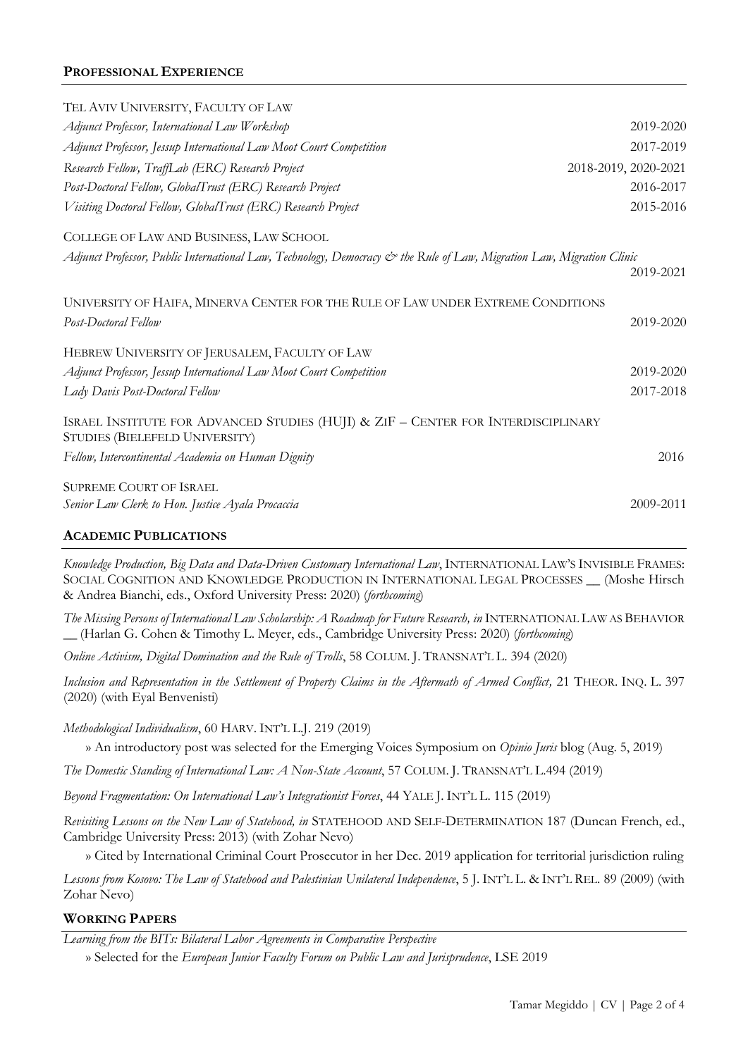## **PROFESSIONAL EXPERIENCE**

TEL AVIV UNIVERSITY, FACULTY OF LAW

*Adjunct Professor, International Law Workshop* 2019-2020

*Adjunct Professor, Jessup International Law Moot Court Competition* 2017-2019

*Research Fellow, TraffLab (ERC) Research Project* 2018-2019, 2020-2021

*Post-Doctoral Fellow, GlobalTrust (ERC) Research Project* 2016-2017

*Visiting Doctoral Fellow, GlobalTrust (ERC) Research Project* 2015-2016

COLLEGE OF LAW AND BUSINESS, LAW SCHOOL

*Adjunct Professor, Public International Law, Technology, Democracy & the Rule of Law, Migration Law, Migration Clinic* 2019-2021

UNIVERSITY OF HAIFA, MINERVA CENTER FOR THE RULE OF LAW UNDER EXTREME CONDITIONS

*Post-Doctoral Fellow* 2019-2020

HEBREW UNIVERSITY OF JERUSALEM, FACULTY OF LAW

*Adjunct Professor, Jessup International Law Moot Court Competition* 2019-2020

*Lady Davis Post-Doctoral Fellow* 2017-2018

ISRAEL INSTITUTE FOR ADVANCED STUDIES (HUJI) & ZIF – CENTER FOR INTERDISCIPLINARY STUDIES (BIELEFELD UNIVERSITY)

*Fellow, Intercontinental Academia on Human Dignity* 2016

SUPREME COURT OF ISRAEL

*Senior Law Clerk to Hon. Justice Ayala Procaccia* 2009-2011

## **ACADEMIC PUBLICATIONS**

*Knowledge Production, Big Data and Data-Driven Customary International Law*, INTERNATIONAL LAW'S INVISIBLE FRAMES: SOCIAL COGNITION AND KNOWLEDGE PRODUCTION IN INTERNATIONAL LEGAL PROCESSES __ (Moshe Hirsch & Andrea Bianchi, eds., Oxford University Press: 2020) (*forthcoming*)

*The Missing Persons of International Law Scholarship: A Roadmap for Future Research, in* INTERNATIONAL LAW AS BEHAVIOR __ (Harlan G. Cohen & Timothy L. Meyer, eds., Cambridge University Press: 2020) (*forthcoming*)

*Online Activism, Digital Domination and the Rule of Trolls*, 58 COLUM. J. TRANSNAT'L L. 394 (2020)

*Inclusion and Representation in the Settlement of Property Claims in the Aftermath of Armed Conflict,* 21 THEOR. INQ. L. 397 (2020) (with Eyal Benvenisti)

*Methodological Individualism*, 60 HARV. INT'L L.J. 219 (2019)

» An introductory post was selected for the Emerging Voices Symposium on *Opinio Juris* blog (Aug. 5, 2019)

*The Domestic Standing of International Law: A Non-State Account*, 57 COLUM. J. TRANSNAT'L L.494 (2019)

*Beyond Fragmentation: On International Law's Integrationist Forces*, 44 YALE J. INT'L L. 115 (2019)

*Revisiting Lessons on the New Law of Statehood, in* STATEHOOD AND SELF-DETERMINATION 187 (Duncan French, ed., Cambridge University Press: 2013) (with Zohar Nevo)

» Cited by International Criminal Court Prosecutor in her Dec. 2019 application for territorial jurisdiction ruling

*Lessons from Kosovo: The Law of Statehood and Palestinian Unilateral Independence*, 5 J. INT'L L. & INT'L REL. 89 (2009) (with Zohar Nevo)

## **WORKING PAPERS**

*Learning from the BITs: Bilateral Labor Agreements in Comparative Perspective*

» Selected for the *European Junior Faculty Forum on Public Law and Jurisprudence*, LSE 2019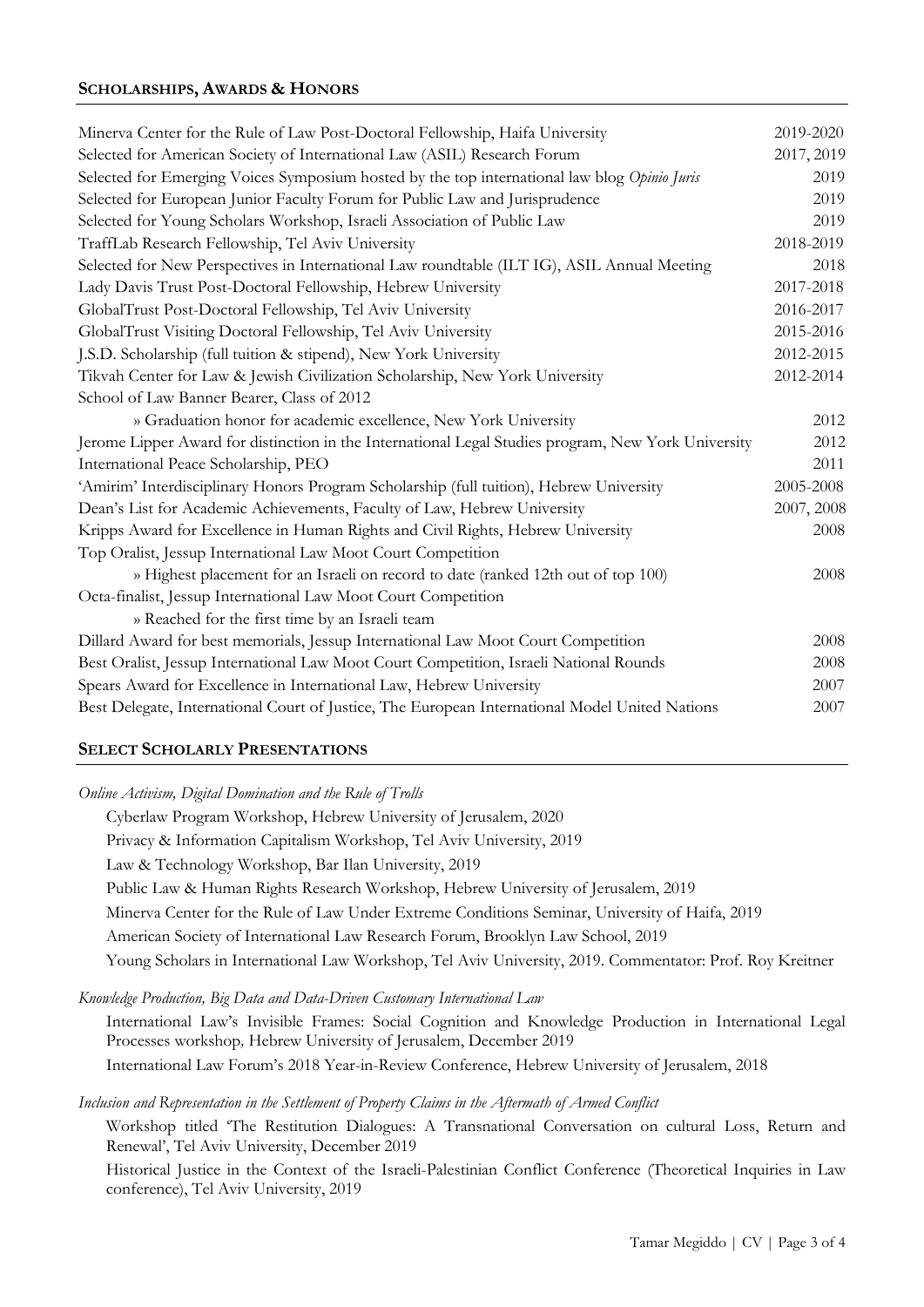## Scholarships, Awards & Honors

| | |
|---|---|
| Minerva Center for the Rule of Law Post-Doctoral Fellowship, Haifa University | 2019-2020 |
| Selected for American Society of International Law (ASIL) Research Forum | 2017, 2019 |
| Selected for Emerging Voices Symposium hosted by the top international law blog *Opinio Juris* | 2019 |
| Selected for European Junior Faculty Forum for Public Law and Jurisprudence | 2019 |
| Selected for Young Scholars Workshop, Israeli Association of Public Law | 2019 |
| TraffLab Research Fellowship, Tel Aviv University | 2018-2019 |
| Selected for New Perspectives in International Law roundtable (ILT IG), ASIL Annual Meeting | 2018 |
| Lady Davis Trust Post-Doctoral Fellowship, Hebrew University | 2017-2018 |
| GlobalTrust Post-Doctoral Fellowship, Tel Aviv University | 2016-2017 |
| GlobalTrust Visiting Doctoral Fellowship, Tel Aviv University | 2015-2016 |
| J.S.D. Scholarship (full tuition & stipend), New York University | 2012-2015 |
| Tikvah Center for Law & Jewish Civilization Scholarship, New York University | 2012-2014 |
| School of Law Banner Bearer, Class of 2012 | |
| » Graduation honor for academic excellence, New York University | 2012 |
| Jerome Lipper Award for distinction in the International Legal Studies program, New York University | 2012 |
| International Peace Scholarship, PEO | 2011 |
| 'Amirim' Interdisciplinary Honors Program Scholarship (full tuition), Hebrew University | 2005-2008 |
| Dean's List for Academic Achievements, Faculty of Law, Hebrew University | 2007, 2008 |
| Kripps Award for Excellence in Human Rights and Civil Rights, Hebrew University | 2008 |
| Top Oralist, Jessup International Law Moot Court Competition | |
| » Highest placement for an Israeli on record to date (ranked 12th out of top 100) | 2008 |
| Octa-finalist, Jessup International Law Moot Court Competition | |
| » Reached for the first time by an Israeli team | |
| Dillard Award for best memorials, Jessup International Law Moot Court Competition | 2008 |
| Best Oralist, Jessup International Law Moot Court Competition, Israeli National Rounds | 2008 |
| Spears Award for Excellence in International Law, Hebrew University | 2007 |
| Best Delegate, International Court of Justice, The European International Model United Nations | 2007 |

## Select Scholarly Presentations

*Online Activism, Digital Domination and the Rule of Trolls*

- Cyberlaw Program Workshop, Hebrew University of Jerusalem, 2020
- Privacy & Information Capitalism Workshop, Tel Aviv University, 2019
- Law & Technology Workshop, Bar Ilan University, 2019
- Public Law & Human Rights Research Workshop, Hebrew University of Jerusalem, 2019
- Minerva Center for the Rule of Law Under Extreme Conditions Seminar, University of Haifa, 2019
- American Society of International Law Research Forum, Brooklyn Law School, 2019
- Young Scholars in International Law Workshop, Tel Aviv University, 2019. Commentator: Prof. Roy Kreitner

*Knowledge Production, Big Data and Data-Driven Customary International Law*

- International Law's Invisible Frames: Social Cognition and Knowledge Production in International Legal Processes workshop, Hebrew University of Jerusalem, December 2019
- International Law Forum's 2018 Year-in-Review Conference, Hebrew University of Jerusalem, 2018

*Inclusion and Representation in the Settlement of Property Claims in the Aftermath of Armed Conflict*

- Workshop titled 'The Restitution Dialogues: A Transnational Conversation on cultural Loss, Return and Renewal', Tel Aviv University, December 2019
- Historical Justice in the Context of the Israeli-Palestinian Conflict Conference (Theoretical Inquiries in Law conference), Tel Aviv University, 2019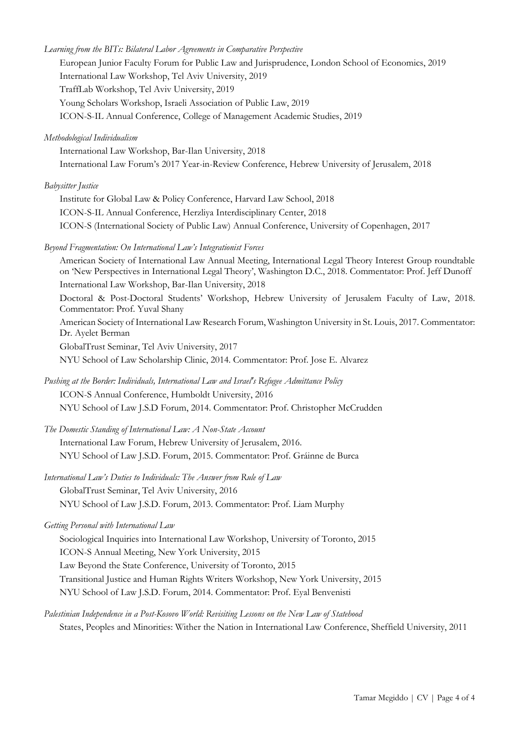*Learning from the BITs: Bilateral Labor Agreements in Comparative Perspective*

European Junior Faculty Forum for Public Law and Jurisprudence, London School of Economics, 2019

International Law Workshop, Tel Aviv University, 2019

TraffLab Workshop, Tel Aviv University, 2019

Young Scholars Workshop, Israeli Association of Public Law, 2019

ICON-S-IL Annual Conference, College of Management Academic Studies, 2019

*Methodological Individualism*

International Law Workshop, Bar-Ilan University, 2018

International Law Forum's 2017 Year-in-Review Conference, Hebrew University of Jerusalem, 2018

*Babysitter Justice*

Institute for Global Law & Policy Conference, Harvard Law School, 2018

ICON-S-IL Annual Conference, Herzliya Interdisciplinary Center, 2018

ICON-S (International Society of Public Law) Annual Conference, University of Copenhagen, 2017

*Beyond Fragmentation: On International Law's Integrationist Forces*

American Society of International Law Annual Meeting, International Legal Theory Interest Group roundtable on 'New Perspectives in International Legal Theory', Washington D.C., 2018. Commentator: Prof. Jeff Dunoff

International Law Workshop, Bar-Ilan University, 2018

Doctoral & Post-Doctoral Students' Workshop, Hebrew University of Jerusalem Faculty of Law, 2018. Commentator: Prof. Yuval Shany

American Society of International Law Research Forum, Washington University in St. Louis, 2017. Commentator: Dr. Ayelet Berman

GlobalTrust Seminar, Tel Aviv University, 2017

NYU School of Law Scholarship Clinic, 2014. Commentator: Prof. Jose E. Alvarez

*Pushing at the Border: Individuals, International Law and Israel's Refugee Admittance Policy*

ICON-S Annual Conference, Humboldt University, 2016

NYU School of Law J.S.D Forum, 2014. Commentator: Prof. Christopher McCrudden

*The Domestic Standing of International Law: A Non-State Account*

International Law Forum, Hebrew University of Jerusalem, 2016.

NYU School of Law J.S.D. Forum, 2015. Commentator: Prof. Gráinne de Burca

*International Law's Duties to Individuals: The Answer from Rule of Law*

GlobalTrust Seminar, Tel Aviv University, 2016

NYU School of Law J.S.D. Forum, 2013. Commentator: Prof. Liam Murphy

*Getting Personal with International Law*

Sociological Inquiries into International Law Workshop, University of Toronto, 2015

ICON-S Annual Meeting, New York University, 2015

Law Beyond the State Conference, University of Toronto, 2015

Transitional Justice and Human Rights Writers Workshop, New York University, 2015

NYU School of Law J.S.D. Forum, 2014. Commentator: Prof. Eyal Benvenisti

*Palestinian Independence in a Post-Kosovo World: Revisiting Lessons on the New Law of Statehood*

States, Peoples and Minorities: Wither the Nation in International Law Conference, Sheffield University, 2011